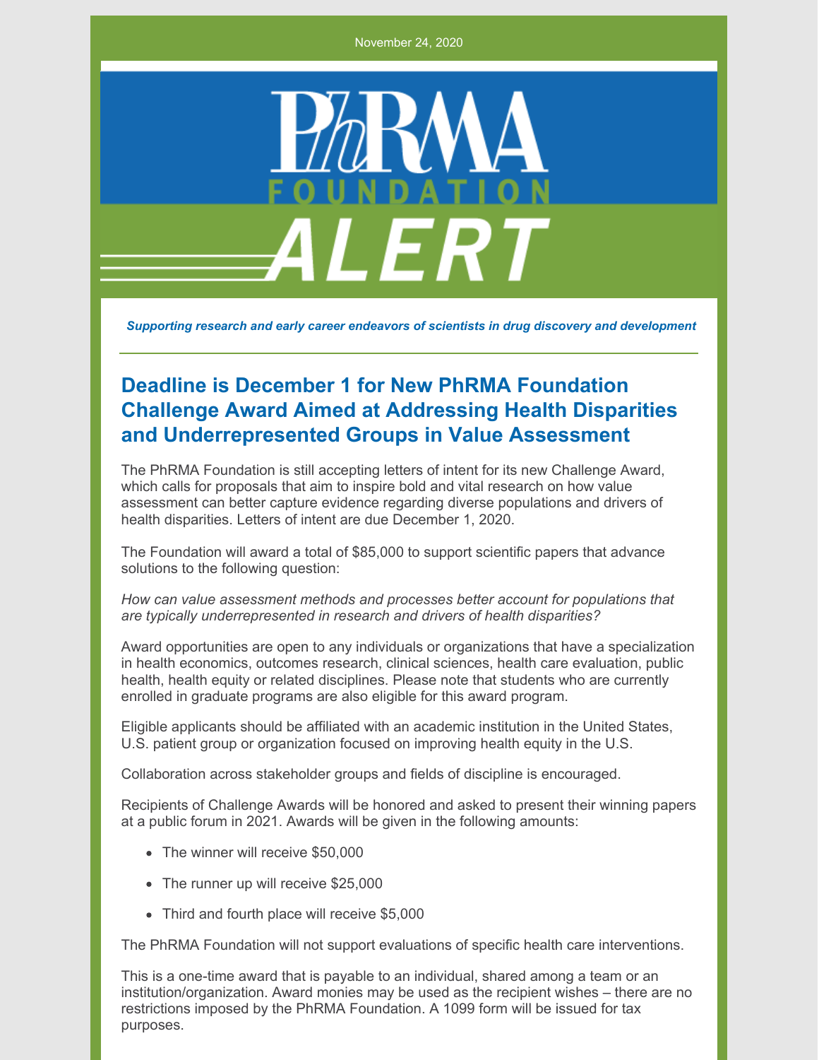November 24, 2020

PhRMA FOUNDATION ALERT

***Supporting research and early career endeavors of scientists in drug discovery and development***

## Deadline is December 1 for New PhRMA Foundation Challenge Award Aimed at Addressing Health Disparities and Underrepresented Groups in Value Assessment

The PhRMA Foundation is still accepting letters of intent for its new Challenge Award, which calls for proposals that aim to inspire bold and vital research on how value assessment can better capture evidence regarding diverse populations and drivers of health disparities. Letters of intent are due December 1, 2020.

The Foundation will award a total of $85,000 to support scientific papers that advance solutions to the following question:

*How can value assessment methods and processes better account for populations that are typically underrepresented in research and drivers of health disparities?*

Award opportunities are open to any individuals or organizations that have a specialization in health economics, outcomes research, clinical sciences, health care evaluation, public health, health equity or related disciplines. Please note that students who are currently enrolled in graduate programs are also eligible for this award program.

Eligible applicants should be affiliated with an academic institution in the United States, U.S. patient group or organization focused on improving health equity in the U.S.

Collaboration across stakeholder groups and fields of discipline is encouraged.

Recipients of Challenge Awards will be honored and asked to present their winning papers at a public forum in 2021. Awards will be given in the following amounts:

- The winner will receive $50,000
- The runner up will receive $25,000
- Third and fourth place will receive $5,000

The PhRMA Foundation will not support evaluations of specific health care interventions.

This is a one-time award that is payable to an individual, shared among a team or an institution/organization. Award monies may be used as the recipient wishes – there are no restrictions imposed by the PhRMA Foundation. A 1099 form will be issued for tax purposes.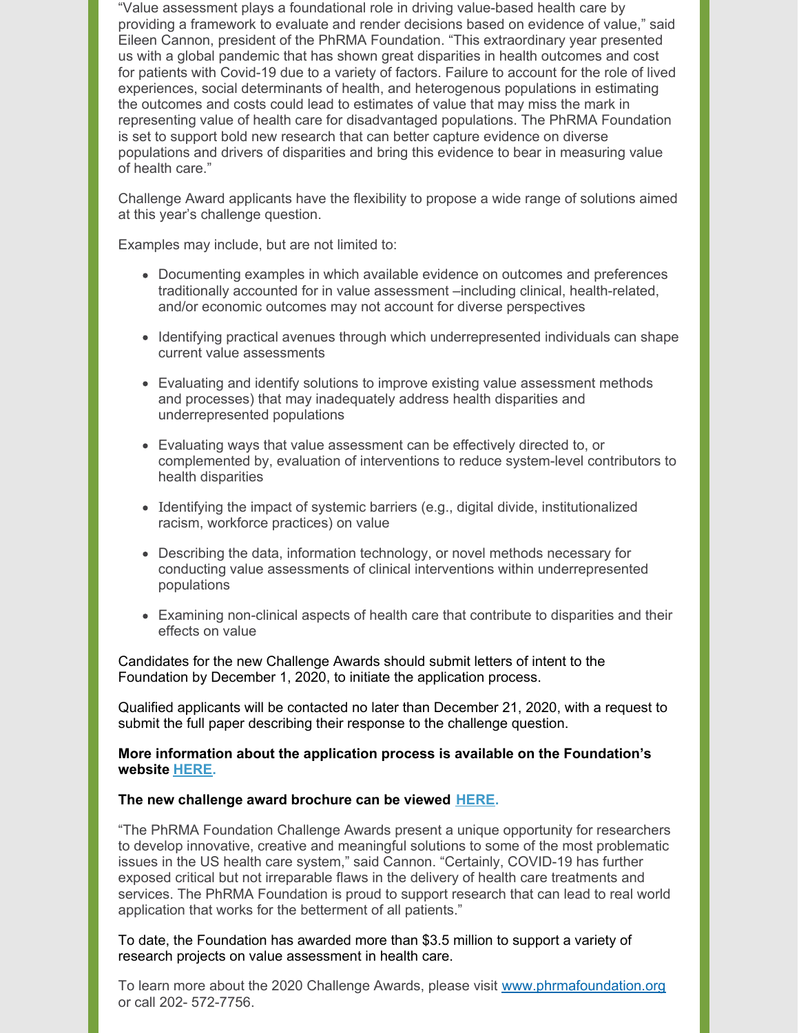"Value assessment plays a foundational role in driving value-based health care by providing a framework to evaluate and render decisions based on evidence of value," said Eileen Cannon, president of the PhRMA Foundation. "This extraordinary year presented us with a global pandemic that has shown great disparities in health outcomes and cost for patients with Covid-19 due to a variety of factors. Failure to account for the role of lived experiences, social determinants of health, and heterogenous populations in estimating the outcomes and costs could lead to estimates of value that may miss the mark in representing value of health care for disadvantaged populations. The PhRMA Foundation is set to support bold new research that can better capture evidence on diverse populations and drivers of disparities and bring this evidence to bear in measuring value of health care."

Challenge Award applicants have the flexibility to propose a wide range of solutions aimed at this year's challenge question.

Examples may include, but are not limited to:

- Documenting examples in which available evidence on outcomes and preferences traditionally accounted for in value assessment –including clinical, health-related, and/or economic outcomes may not account for diverse perspectives
- Identifying practical avenues through which underrepresented individuals can shape current value assessments
- Evaluating and identify solutions to improve existing value assessment methods and processes) that may inadequately address health disparities and underrepresented populations
- Evaluating ways that value assessment can be effectively directed to, or complemented by, evaluation of interventions to reduce system-level contributors to health disparities
- Identifying the impact of systemic barriers (e.g., digital divide, institutionalized racism, workforce practices) on value
- Describing the data, information technology, or novel methods necessary for conducting value assessments of clinical interventions within underrepresented populations
- Examining non-clinical aspects of health care that contribute to disparities and their effects on value

Candidates for the new Challenge Awards should submit letters of intent to the Foundation by December 1, 2020, to initiate the application process.

Qualified applicants will be contacted no later than December 21, 2020, with a request to submit the full paper describing their response to the challenge question.

**More information about the application process is available on the Foundation's website HERE.**

**The new challenge award brochure can be viewed HERE.**

"The PhRMA Foundation Challenge Awards present a unique opportunity for researchers to develop innovative, creative and meaningful solutions to some of the most problematic issues in the US health care system," said Cannon. "Certainly, COVID-19 has further exposed critical but not irreparable flaws in the delivery of health care treatments and services. The PhRMA Foundation is proud to support research that can lead to real world application that works for the betterment of all patients."

To date, the Foundation has awarded more than $3.5 million to support a variety of research projects on value assessment in health care.

To learn more about the 2020 Challenge Awards, please visit www.phrmafoundation.org or call 202- 572-7756.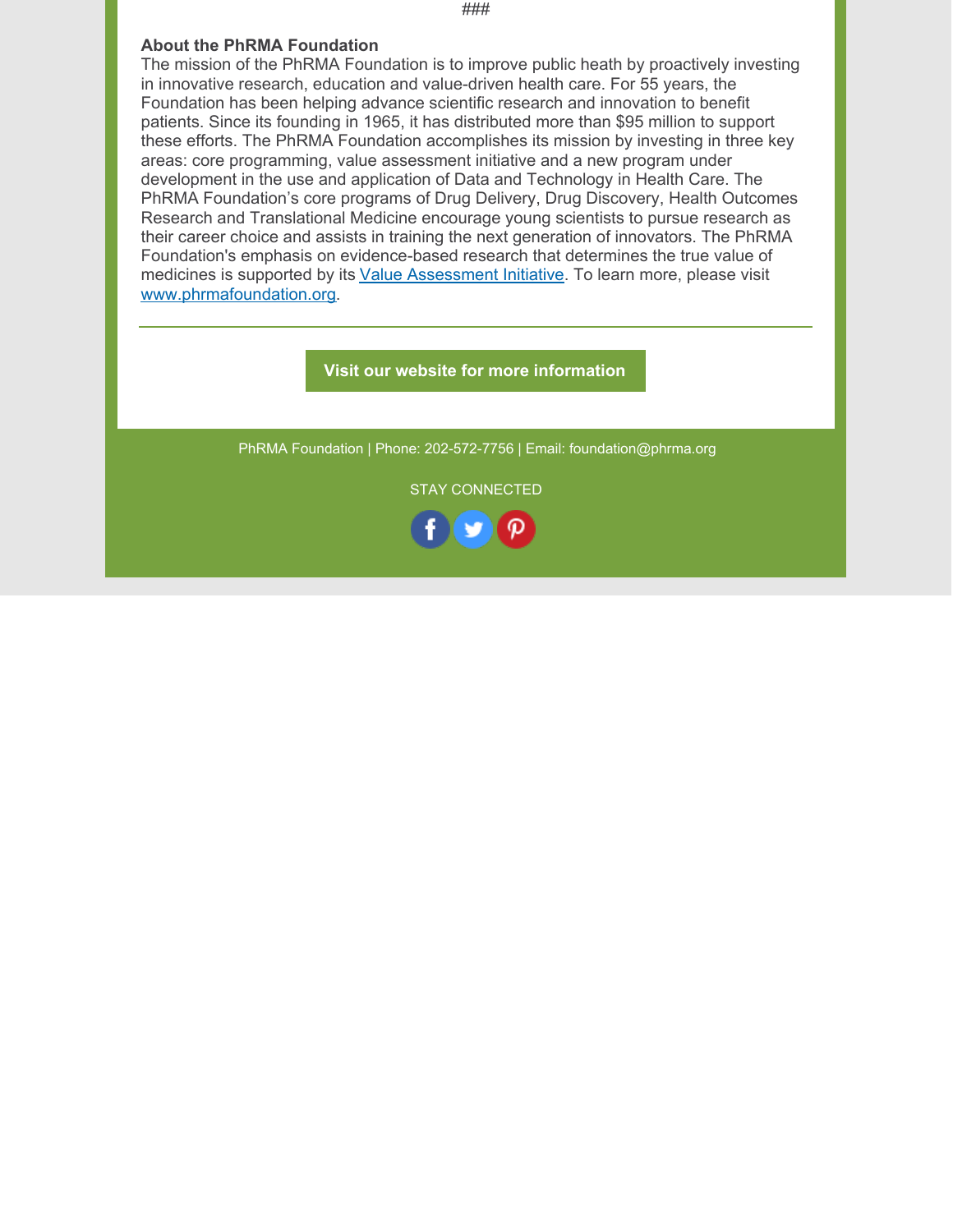###

**About the PhRMA Foundation**
The mission of the PhRMA Foundation is to improve public heath by proactively investing in innovative research, education and value-driven health care. For 55 years, the Foundation has been helping advance scientific research and innovation to benefit patients. Since its founding in 1965, it has distributed more than $95 million to support these efforts. The PhRMA Foundation accomplishes its mission by investing in three key areas: core programming, value assessment initiative and a new program under development in the use and application of Data and Technology in Health Care. The PhRMA Foundation's core programs of Drug Delivery, Drug Discovery, Health Outcomes Research and Translational Medicine encourage young scientists to pursue research as their career choice and assists in training the next generation of innovators. The PhRMA Foundation's emphasis on evidence-based research that determines the true value of medicines is supported by its Value Assessment Initiative. To learn more, please visit www.phrmafoundation.org.

---

**Visit our website for more information**

PhRMA Foundation | Phone: 202-572-7756 | Email: foundation@phrma.org

STAY CONNECTED